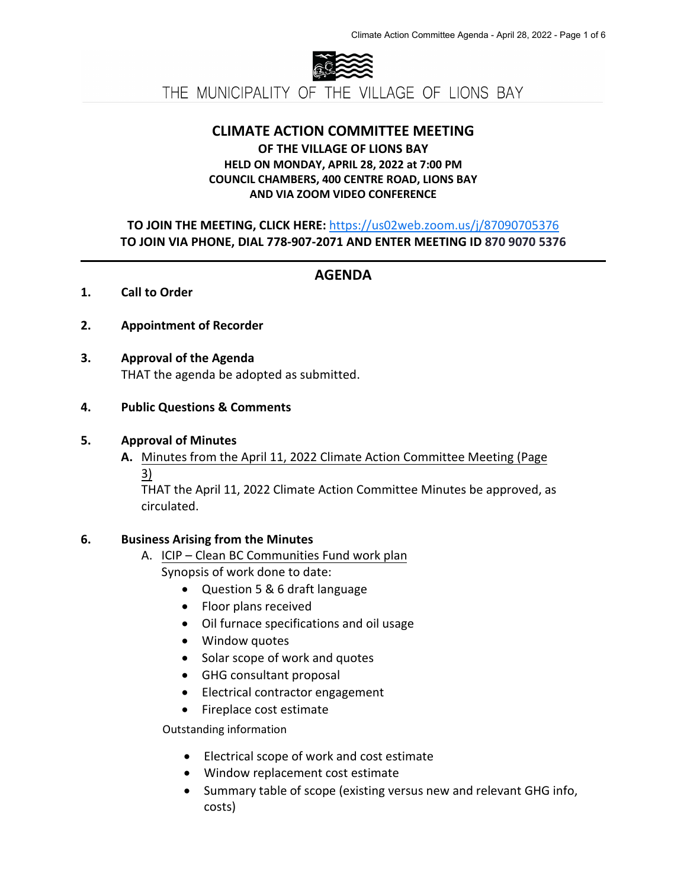THE MUNICIPALITY OF THE VILLAGE OF LIONS BAY

# CLIMATE ACTION COMMITTEE MEETING

**OF THE VILLAGE OF LIONS BAY**
**HELD ON MONDAY, APRIL 28, 2022 at 7:00 PM**
**COUNCIL CHAMBERS, 400 CENTRE ROAD, LIONS BAY**
**AND VIA ZOOM VIDEO CONFERENCE**

**TO JOIN THE MEETING, CLICK HERE:** https://us02web.zoom.us/j/87090705376
**TO JOIN VIA PHONE, DIAL 778-907-2071 AND ENTER MEETING ID 870 9070 5376**

---

## AGENDA

**1. Call to Order**

**2. Appointment of Recorder**

**3. Approval of the Agenda**
THAT the agenda be adopted as submitted.

**4. Public Questions & Comments**

**5. Approval of Minutes**

**A.** Minutes from the April 11, 2022 Climate Action Committee Meeting (Page 3)
THAT the April 11, 2022 Climate Action Committee Minutes be approved, as circulated.

**6. Business Arising from the Minutes**

A. ICIP – Clean BC Communities Fund work plan
Synopsis of work done to date:

- Question 5 & 6 draft language
- Floor plans received
- Oil furnace specifications and oil usage
- Window quotes
- Solar scope of work and quotes
- GHG consultant proposal
- Electrical contractor engagement
- Fireplace cost estimate

Outstanding information

- Electrical scope of work and cost estimate
- Window replacement cost estimate
- Summary table of scope (existing versus new and relevant GHG info, costs)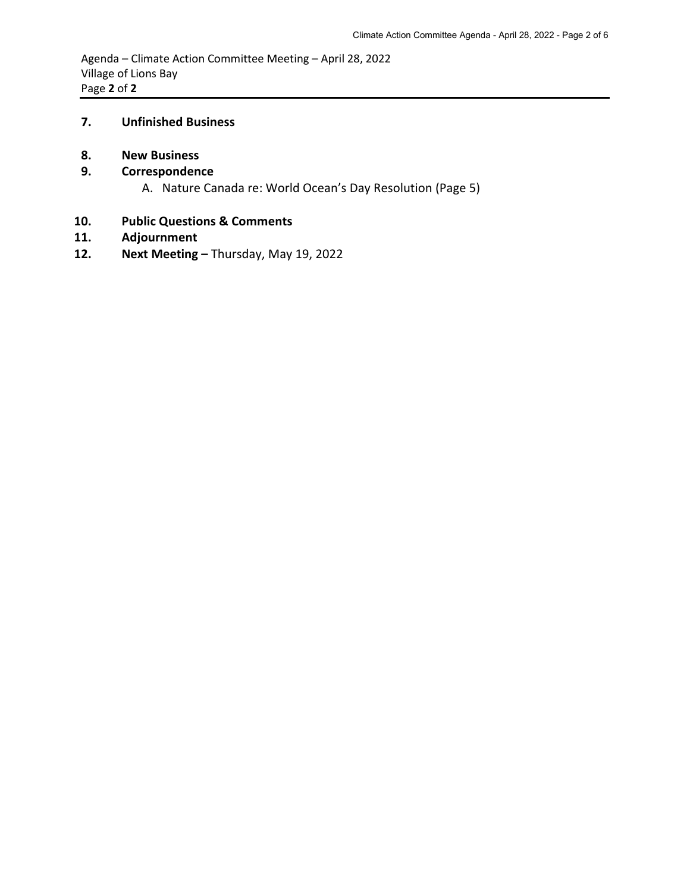Agenda – Climate Action Committee Meeting – April 28, 2022
Village of Lions Bay

7. **Unfinished Business**

8. **New Business**

9. **Correspondence**
   A. Nature Canada re: World Ocean's Day Resolution (Page 5)

10. **Public Questions & Comments**

11. **Adjournment**

12. **Next Meeting –** Thursday, May 19, 2022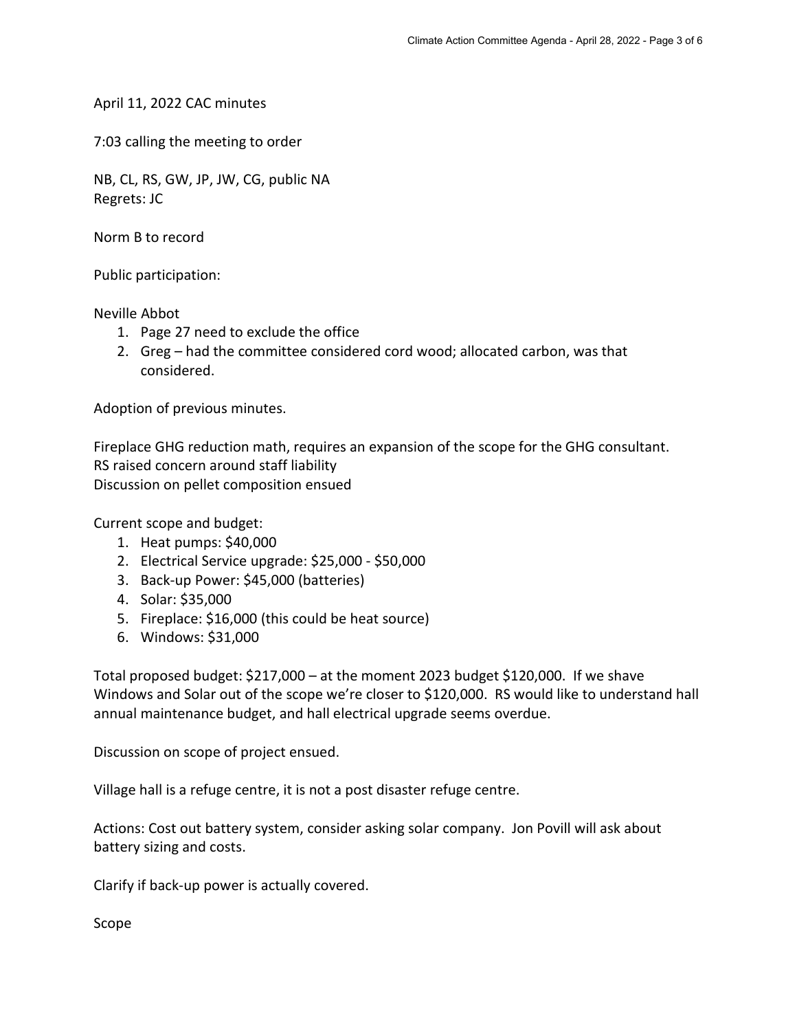April 11, 2022 CAC minutes

7:03 calling the meeting to order

NB, CL, RS, GW, JP, JW, CG, public NA
Regrets: JC

Norm B to record

Public participation:

Neville Abbot

1. Page 27 need to exclude the office
2. Greg – had the committee considered cord wood; allocated carbon, was that considered.

Adoption of previous minutes.

Fireplace GHG reduction math, requires an expansion of the scope for the GHG consultant.
RS raised concern around staff liability
Discussion on pellet composition ensued

Current scope and budget:

1. Heat pumps: $40,000
2. Electrical Service upgrade: $25,000 - $50,000
3. Back-up Power: $45,000 (batteries)
4. Solar: $35,000
5. Fireplace: $16,000 (this could be heat source)
6. Windows: $31,000

Total proposed budget: $217,000 – at the moment 2023 budget $120,000. If we shave Windows and Solar out of the scope we're closer to $120,000. RS would like to understand hall annual maintenance budget, and hall electrical upgrade seems overdue.

Discussion on scope of project ensued.

Village hall is a refuge centre, it is not a post disaster refuge centre.

Actions: Cost out battery system, consider asking solar company. Jon Povill will ask about battery sizing and costs.

Clarify if back-up power is actually covered.

Scope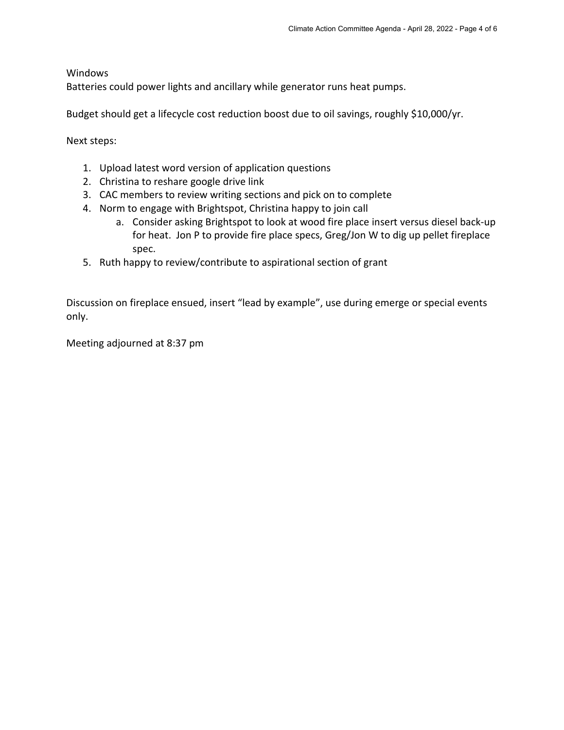Windows
Batteries could power lights and ancillary while generator runs heat pumps.

Budget should get a lifecycle cost reduction boost due to oil savings, roughly $10,000/yr.

Next steps:

1. Upload latest word version of application questions
2. Christina to reshare google drive link
3. CAC members to review writing sections and pick on to complete
4. Norm to engage with Brightspot, Christina happy to join call
   a. Consider asking Brightspot to look at wood fire place insert versus diesel back-up for heat. Jon P to provide fire place specs, Greg/Jon W to dig up pellet fireplace spec.
5. Ruth happy to review/contribute to aspirational section of grant

Discussion on fireplace ensued, insert "lead by example", use during emerge or special events only.

Meeting adjourned at 8:37 pm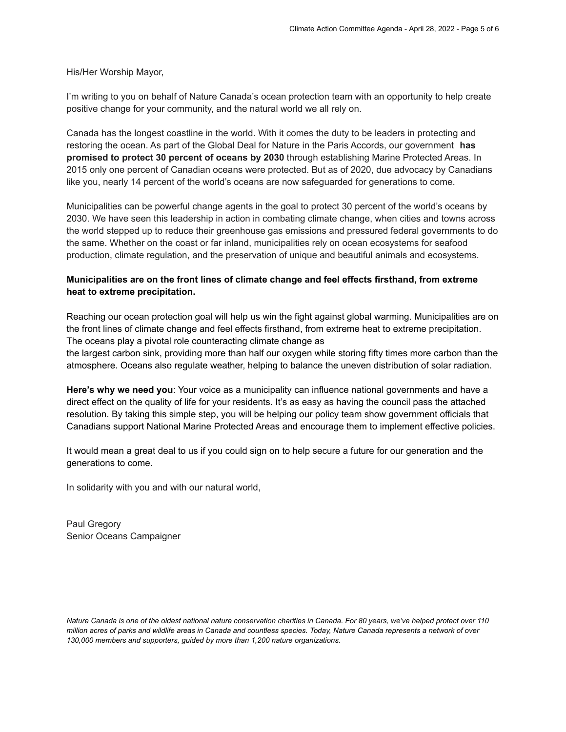His/Her Worship Mayor,

I'm writing to you on behalf of Nature Canada's ocean protection team with an opportunity to help create positive change for your community, and the natural world we all rely on.

Canada has the longest coastline in the world. With it comes the duty to be leaders in protecting and restoring the ocean. As part of the Global Deal for Nature in the Paris Accords, our government **has promised to protect 30 percent of oceans by 2030** through establishing Marine Protected Areas. In 2015 only one percent of Canadian oceans were protected. But as of 2020, due advocacy by Canadians like you, nearly 14 percent of the world's oceans are now safeguarded for generations to come.

Municipalities can be powerful change agents in the goal to protect 30 percent of the world's oceans by 2030. We have seen this leadership in action in combating climate change, when cities and towns across the world stepped up to reduce their greenhouse gas emissions and pressured federal governments to do the same. Whether on the coast or far inland, municipalities rely on ocean ecosystems for seafood production, climate regulation, and the preservation of unique and beautiful animals and ecosystems.

**Municipalities are on the front lines of climate change and feel effects firsthand, from extreme heat to extreme precipitation.**

Reaching our ocean protection goal will help us win the fight against global warming. Municipalities are on the front lines of climate change and feel effects firsthand, from extreme heat to extreme precipitation. The oceans play a pivotal role counteracting climate change as the largest carbon sink, providing more than half our oxygen while storing fifty times more carbon than the atmosphere. Oceans also regulate weather, helping to balance the uneven distribution of solar radiation.

**Here's why we need you**: Your voice as a municipality can influence national governments and have a direct effect on the quality of life for your residents. It's as easy as having the council pass the attached resolution. By taking this simple step, you will be helping our policy team show government officials that Canadians support National Marine Protected Areas and encourage them to implement effective policies.

It would mean a great deal to us if you could sign on to help secure a future for our generation and the generations to come.

In solidarity with you and with our natural world,

Paul Gregory
Senior Oceans Campaigner

*Nature Canada is one of the oldest national nature conservation charities in Canada. For 80 years, we've helped protect over 110 million acres of parks and wildlife areas in Canada and countless species. Today, Nature Canada represents a network of over 130,000 members and supporters, guided by more than 1,200 nature organizations.*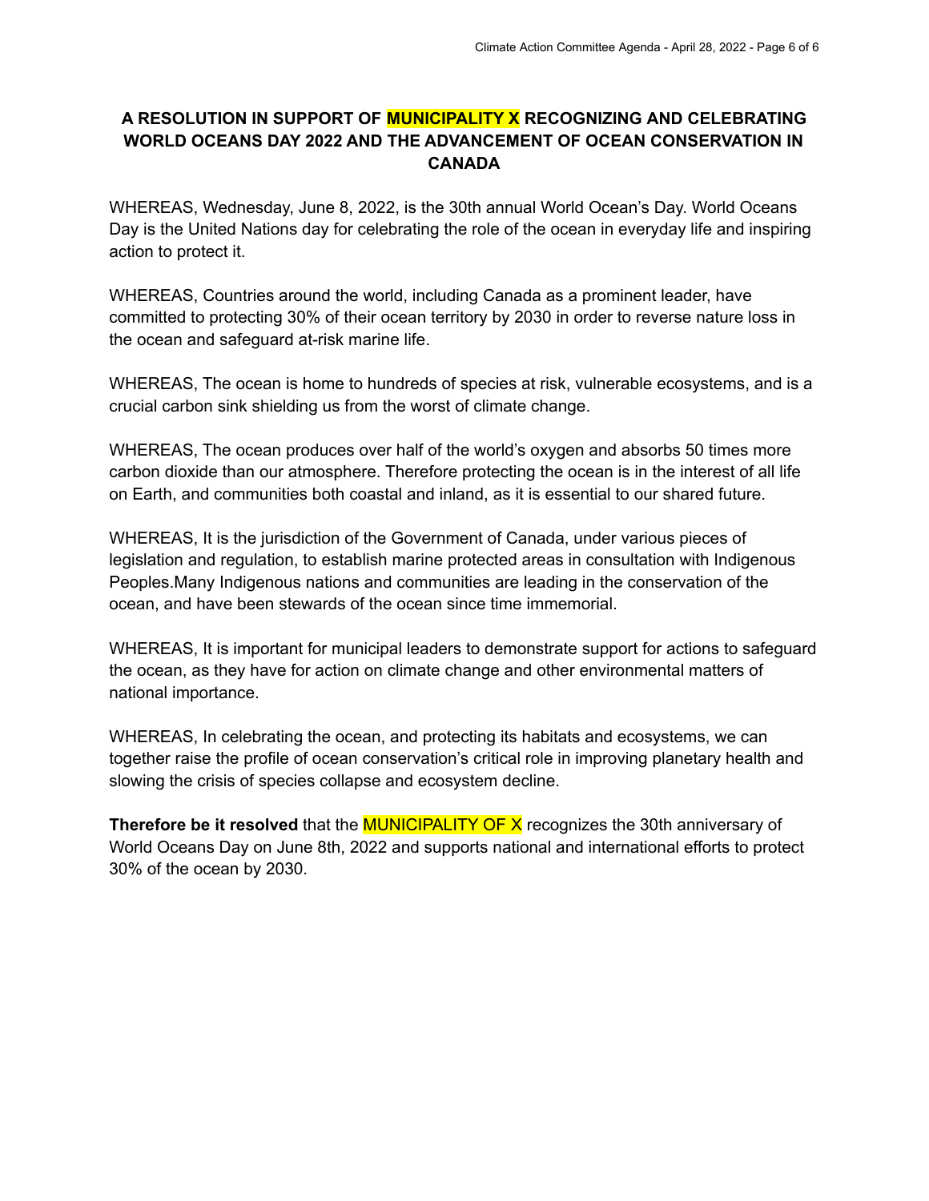## A RESOLUTION IN SUPPORT OF MUNICIPALITY X RECOGNIZING AND CELEBRATING WORLD OCEANS DAY 2022 AND THE ADVANCEMENT OF OCEAN CONSERVATION IN CANADA

WHEREAS, Wednesday, June 8, 2022, is the 30th annual World Ocean's Day. World Oceans Day is the United Nations day for celebrating the role of the ocean in everyday life and inspiring action to protect it.

WHEREAS, Countries around the world, including Canada as a prominent leader, have committed to protecting 30% of their ocean territory by 2030 in order to reverse nature loss in the ocean and safeguard at-risk marine life.

WHEREAS, The ocean is home to hundreds of species at risk, vulnerable ecosystems, and is a crucial carbon sink shielding us from the worst of climate change.

WHEREAS, The ocean produces over half of the world's oxygen and absorbs 50 times more carbon dioxide than our atmosphere. Therefore protecting the ocean is in the interest of all life on Earth, and communities both coastal and inland, as it is essential to our shared future.

WHEREAS, It is the jurisdiction of the Government of Canada, under various pieces of legislation and regulation, to establish marine protected areas in consultation with Indigenous Peoples.Many Indigenous nations and communities are leading in the conservation of the ocean, and have been stewards of the ocean since time immemorial.

WHEREAS, It is important for municipal leaders to demonstrate support for actions to safeguard the ocean, as they have for action on climate change and other environmental matters of national importance.

WHEREAS, In celebrating the ocean, and protecting its habitats and ecosystems, we can together raise the profile of ocean conservation's critical role in improving planetary health and slowing the crisis of species collapse and ecosystem decline.

**Therefore be it resolved** that the MUNICIPALITY OF X recognizes the 30th anniversary of World Oceans Day on June 8th, 2022 and supports national and international efforts to protect 30% of the ocean by 2030.